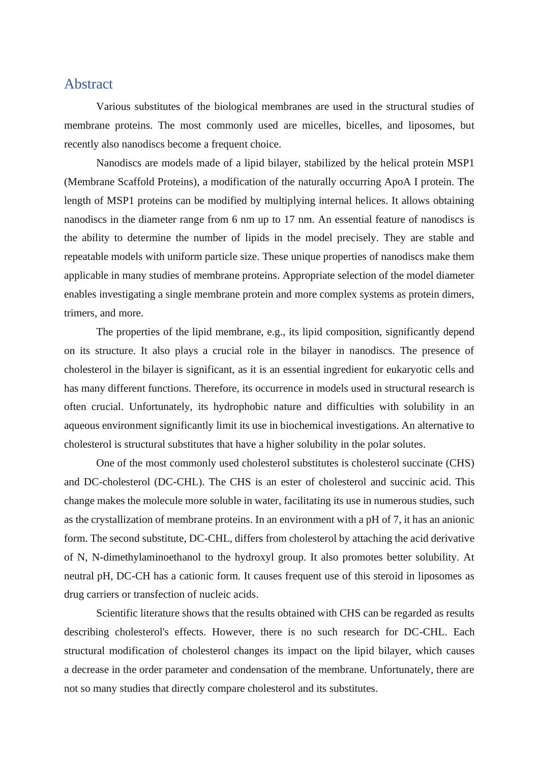# Abstract

Various substitutes of the biological membranes are used in the structural studies of membrane proteins. The most commonly used are micelles, bicelles, and liposomes, but recently also nanodiscs become a frequent choice.

Nanodiscs are models made of a lipid bilayer, stabilized by the helical protein MSP1 (Membrane Scaffold Proteins), a modification of the naturally occurring ApoA I protein. The length of MSP1 proteins can be modified by multiplying internal helices. It allows obtaining nanodiscs in the diameter range from 6 nm up to 17 nm. An essential feature of nanodiscs is the ability to determine the number of lipids in the model precisely. They are stable and repeatable models with uniform particle size. These unique properties of nanodiscs make them applicable in many studies of membrane proteins. Appropriate selection of the model diameter enables investigating a single membrane protein and more complex systems as protein dimers, trimers, and more.

The properties of the lipid membrane, e.g., its lipid composition, significantly depend on its structure. It also plays a crucial role in the bilayer in nanodiscs. The presence of cholesterol in the bilayer is significant, as it is an essential ingredient for eukaryotic cells and has many different functions. Therefore, its occurrence in models used in structural research is often crucial. Unfortunately, its hydrophobic nature and difficulties with solubility in an aqueous environment significantly limit its use in biochemical investigations. An alternative to cholesterol is structural substitutes that have a higher solubility in the polar solutes.

One of the most commonly used cholesterol substitutes is cholesterol succinate (CHS) and DC-cholesterol (DC-CHL). The CHS is an ester of cholesterol and succinic acid. This change makes the molecule more soluble in water, facilitating its use in numerous studies, such as the crystallization of membrane proteins. In an environment with a pH of 7, it has an anionic form. The second substitute, DC-CHL, differs from cholesterol by attaching the acid derivative of N, N-dimethylaminoethanol to the hydroxyl group. It also promotes better solubility. At neutral pH, DC-CH has a cationic form. It causes frequent use of this steroid in liposomes as drug carriers or transfection of nucleic acids.

Scientific literature shows that the results obtained with CHS can be regarded as results describing cholesterol's effects. However, there is no such research for DC-CHL. Each structural modification of cholesterol changes its impact on the lipid bilayer, which causes a decrease in the order parameter and condensation of the membrane. Unfortunately, there are not so many studies that directly compare cholesterol and its substitutes.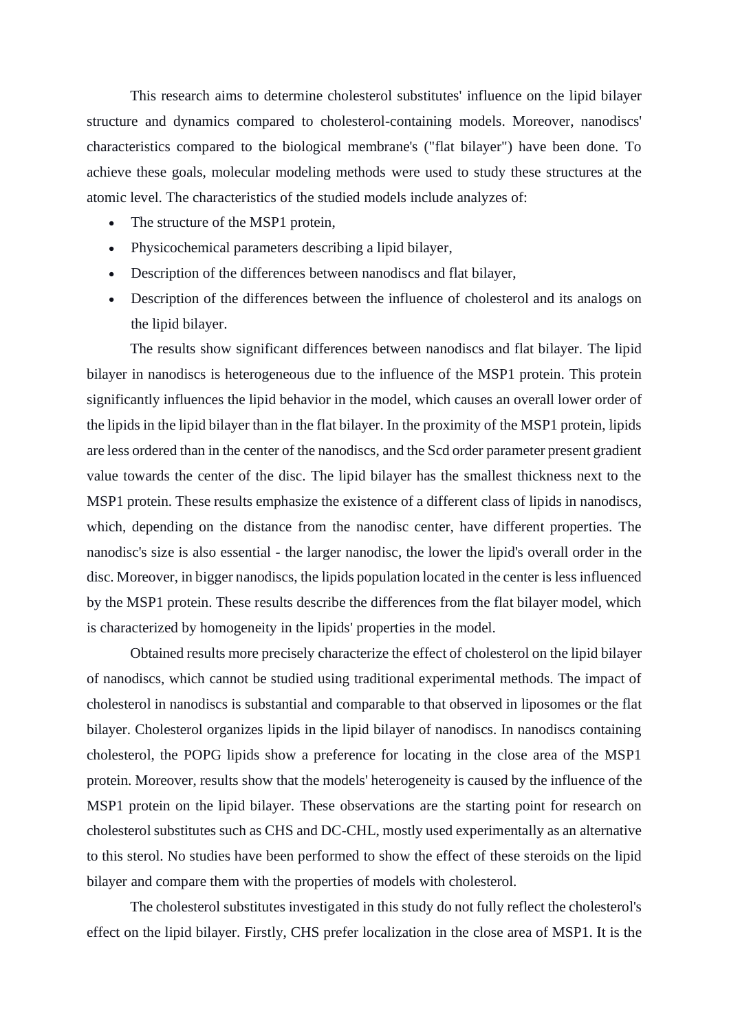This research aims to determine cholesterol substitutes' influence on the lipid bilayer structure and dynamics compared to cholesterol-containing models. Moreover, nanodiscs' characteristics compared to the biological membrane's ("flat bilayer") have been done. To achieve these goals, molecular modeling methods were used to study these structures at the atomic level. The characteristics of the studied models include analyzes of:

- The structure of the MSP1 protein,
- Physicochemical parameters describing a lipid bilayer,
- Description of the differences between nanodiscs and flat bilayer,
- Description of the differences between the influence of cholesterol and its analogs on the lipid bilayer.

The results show significant differences between nanodiscs and flat bilayer. The lipid bilayer in nanodiscs is heterogeneous due to the influence of the MSP1 protein. This protein significantly influences the lipid behavior in the model, which causes an overall lower order of the lipids in the lipid bilayer than in the flat bilayer. In the proximity of the MSP1 protein, lipids are less ordered than in the center of the nanodiscs, and the Scd order parameter present gradient value towards the center of the disc. The lipid bilayer has the smallest thickness next to the MSP1 protein. These results emphasize the existence of a different class of lipids in nanodiscs, which, depending on the distance from the nanodisc center, have different properties. The nanodisc's size is also essential - the larger nanodisc, the lower the lipid's overall order in the disc. Moreover, in bigger nanodiscs, the lipids population located in the center is less influenced by the MSP1 protein. These results describe the differences from the flat bilayer model, which is characterized by homogeneity in the lipids' properties in the model.

Obtained results more precisely characterize the effect of cholesterol on the lipid bilayer of nanodiscs, which cannot be studied using traditional experimental methods. The impact of cholesterol in nanodiscs is substantial and comparable to that observed in liposomes or the flat bilayer. Cholesterol organizes lipids in the lipid bilayer of nanodiscs. In nanodiscs containing cholesterol, the POPG lipids show a preference for locating in the close area of the MSP1 protein. Moreover, results show that the models' heterogeneity is caused by the influence of the MSP1 protein on the lipid bilayer. These observations are the starting point for research on cholesterol substitutes such as CHS and DC-CHL, mostly used experimentally as an alternative to this sterol. No studies have been performed to show the effect of these steroids on the lipid bilayer and compare them with the properties of models with cholesterol.

The cholesterol substitutes investigated in this study do not fully reflect the cholesterol's effect on the lipid bilayer. Firstly, CHS prefer localization in the close area of MSP1. It is the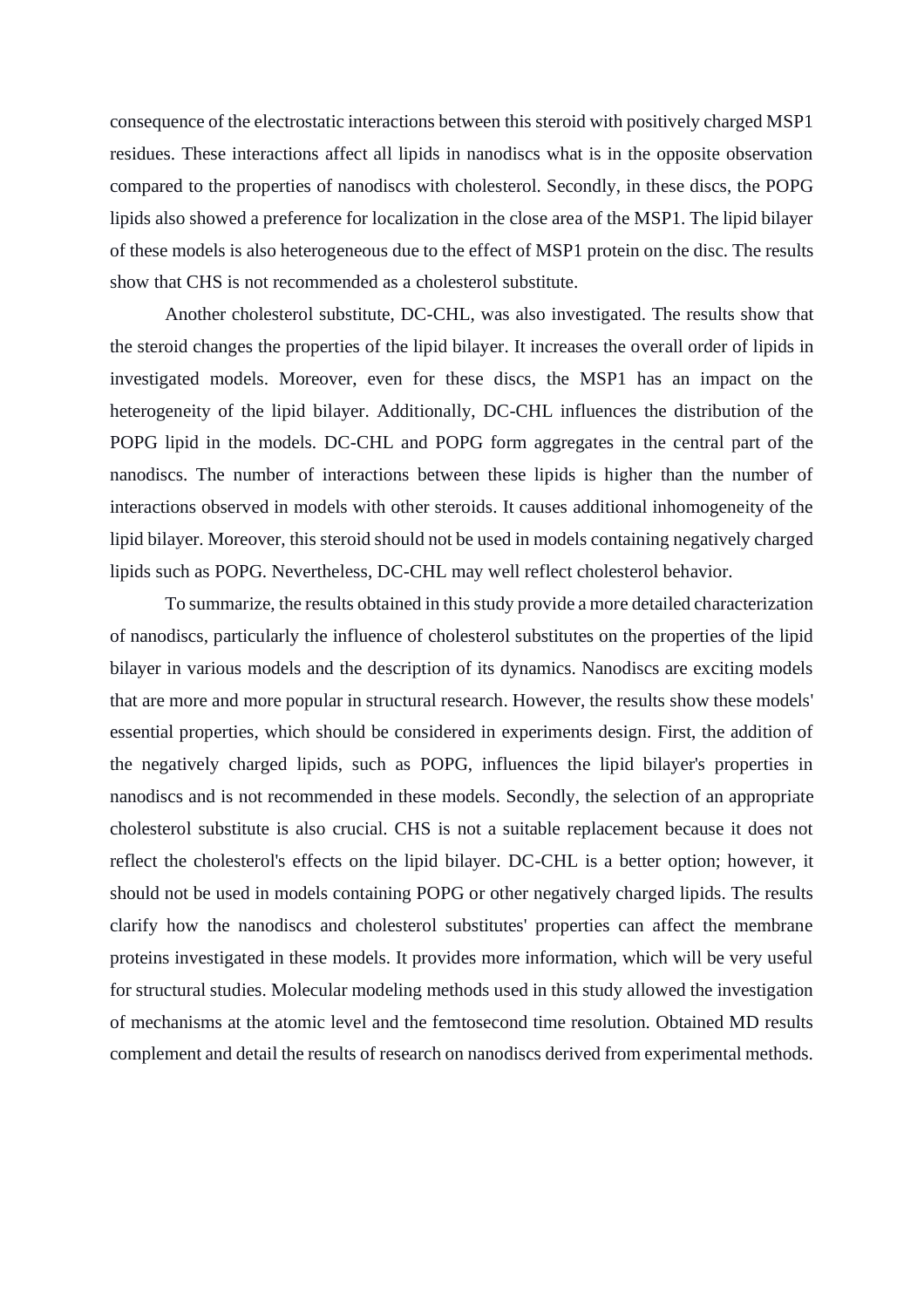consequence of the electrostatic interactions between this steroid with positively charged MSP1 residues. These interactions affect all lipids in nanodiscs what is in the opposite observation compared to the properties of nanodiscs with cholesterol. Secondly, in these discs, the POPG lipids also showed a preference for localization in the close area of the MSP1. The lipid bilayer of these models is also heterogeneous due to the effect of MSP1 protein on the disc. The results show that CHS is not recommended as a cholesterol substitute.

Another cholesterol substitute, DC-CHL, was also investigated. The results show that the steroid changes the properties of the lipid bilayer. It increases the overall order of lipids in investigated models. Moreover, even for these discs, the MSP1 has an impact on the heterogeneity of the lipid bilayer. Additionally, DC-CHL influences the distribution of the POPG lipid in the models. DC-CHL and POPG form aggregates in the central part of the nanodiscs. The number of interactions between these lipids is higher than the number of interactions observed in models with other steroids. It causes additional inhomogeneity of the lipid bilayer. Moreover, this steroid should not be used in models containing negatively charged lipids such as POPG. Nevertheless, DC-CHL may well reflect cholesterol behavior.

To summarize, the results obtained in this study provide a more detailed characterization of nanodiscs, particularly the influence of cholesterol substitutes on the properties of the lipid bilayer in various models and the description of its dynamics. Nanodiscs are exciting models that are more and more popular in structural research. However, the results show these models' essential properties, which should be considered in experiments design. First, the addition of the negatively charged lipids, such as POPG, influences the lipid bilayer's properties in nanodiscs and is not recommended in these models. Secondly, the selection of an appropriate cholesterol substitute is also crucial. CHS is not a suitable replacement because it does not reflect the cholesterol's effects on the lipid bilayer. DC-CHL is a better option; however, it should not be used in models containing POPG or other negatively charged lipids. The results clarify how the nanodiscs and cholesterol substitutes' properties can affect the membrane proteins investigated in these models. It provides more information, which will be very useful for structural studies. Molecular modeling methods used in this study allowed the investigation of mechanisms at the atomic level and the femtosecond time resolution. Obtained MD results complement and detail the results of research on nanodiscs derived from experimental methods.